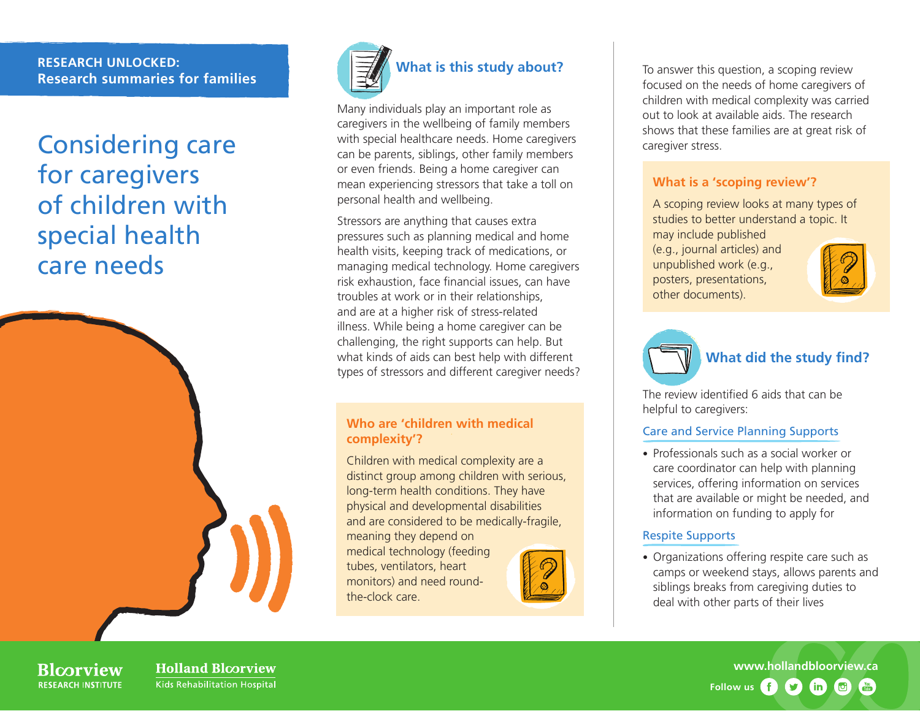**RESEARCH UNLOCKED:**
**Research summaries for families**

# Considering care for caregivers of children with special health care needs

## What is this study about?

Many individuals play an important role as caregivers in the wellbeing of family members with special healthcare needs. Home caregivers can be parents, siblings, other family members or even friends. Being a home caregiver can mean experiencing stressors that take a toll on personal health and wellbeing.

Stressors are anything that causes extra pressures such as planning medical and home health visits, keeping track of medications, or managing medical technology. Home caregivers risk exhaustion, face financial issues, can have troubles at work or in their relationships, and are at a higher risk of stress-related illness. While being a home caregiver can be challenging, the right supports can help. But what kinds of aids can best help with different types of stressors and different caregiver needs?

### Who are 'children with medical complexity'?

Children with medical complexity are a distinct group among children with serious, long-term health conditions. They have physical and developmental disabilities and are considered to be medically-fragile, meaning they depend on medical technology (feeding tubes, ventilators, heart monitors) and need round-the-clock care.

To answer this question, a scoping review focused on the needs of home caregivers of children with medical complexity was carried out to look at available aids. The research shows that these families are at great risk of caregiver stress.

### What is a 'scoping review'?

A scoping review looks at many types of studies to better understand a topic. It may include published (e.g., journal articles) and unpublished work (e.g., posters, presentations, other documents).

## What did the study find?

The review identified 6 aids that can be helpful to caregivers:

### Care and Service Planning Supports

- Professionals such as a social worker or care coordinator can help with planning services, offering information on services that are available or might be needed, and information on funding to apply for

### Respite Supports

- Organizations offering respite care such as camps or weekend stays, allows parents and siblings breaks from caregiving duties to deal with other parts of their lives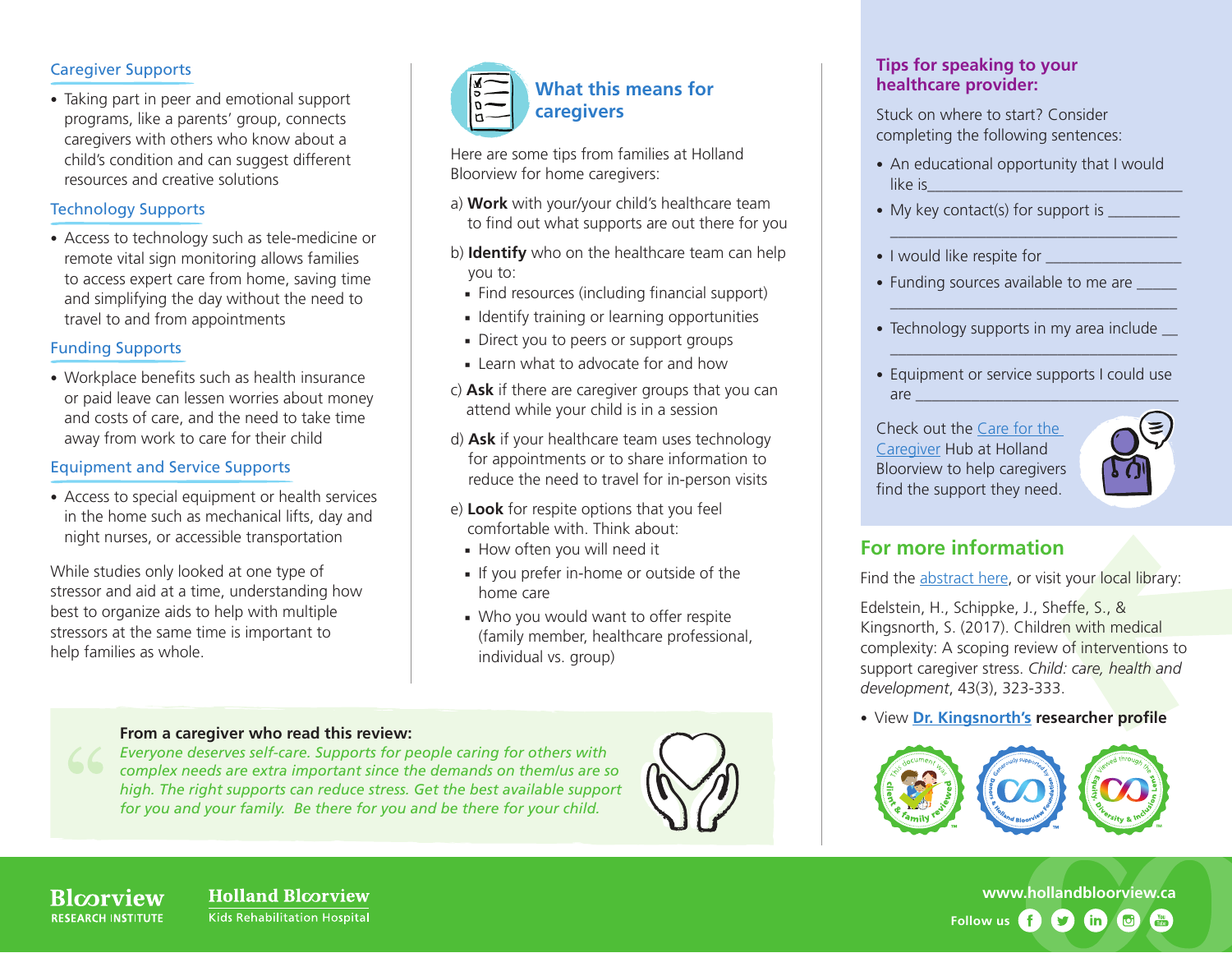## Caregiver Supports

- Taking part in peer and emotional support programs, like a parents' group, connects caregivers with others who know about a child's condition and can suggest different resources and creative solutions

## Technology Supports

- Access to technology such as tele-medicine or remote vital sign monitoring allows families to access expert care from home, saving time and simplifying the day without the need to travel to and from appointments

## Funding Supports

- Workplace benefits such as health insurance or paid leave can lessen worries about money and costs of care, and the need to take time away from work to care for their child

## Equipment and Service Supports

- Access to special equipment or health services in the home such as mechanical lifts, day and night nurses, or accessible transportation

While studies only looked at one type of stressor and aid at a time, understanding how best to organize aids to help with multiple stressors at the same time is important to help families as whole.

## What this means for caregivers

Here are some tips from families at Holland Bloorview for home caregivers:

a) **Work** with your/your child's healthcare team to find out what supports are out there for you

b) **Identify** who on the healthcare team can help you to:
- Find resources (including financial support)
- Identify training or learning opportunities
- Direct you to peers or support groups
- Learn what to advocate for and how

c) **Ask** if there are caregiver groups that you can attend while your child is in a session

d) **Ask** if your healthcare team uses technology for appointments or to share information to reduce the need to travel for in-person visits

e) **Look** for respite options that you feel comfortable with. Think about:
- How often you will need it
- If you prefer in-home or outside of the home care
- Who you would want to offer respite (family member, healthcare professional, individual vs. group)

**From a caregiver who read this review:**

*Everyone deserves self-care. Supports for people caring for others with complex needs are extra important since the demands on them/us are so high. The right supports can reduce stress. Get the best available support for you and your family. Be there for you and be there for your child.*

## Tips for speaking to your healthcare provider:

Stuck on where to start? Consider completing the following sentences:

- An educational opportunity that I would like is________________________________
- My key contact(s) for support is _________ ________________________________________
- I would like respite for _________________
- Funding sources available to me are _____ ________________________________________
- Technology supports in my area include __ ________________________________________
- Equipment or service supports I could use are ______________________________________

Check out the Care for the Caregiver Hub at Holland Bloorview to help caregivers find the support they need.

## For more information

Find the abstract here, or visit your local library:

Edelstein, H., Schippke, J., Sheffe, S., & Kingsnorth, S. (2017). Children with medical complexity: A scoping review of interventions to support caregiver stress. *Child: care, health and development*, 43(3), 323-333.

- View **Dr. Kingsnorth's researcher profile**

This document was client & family reviewed

Generously supported by Bloorview Research Institute

Viewed through the Equity, Diversity & Inclusion Lens

Bloorview RESEARCH INSTITUTE

Holland Bloorview Kids Rehabilitation Hospital

www.hollandbloorview.ca

Follow us